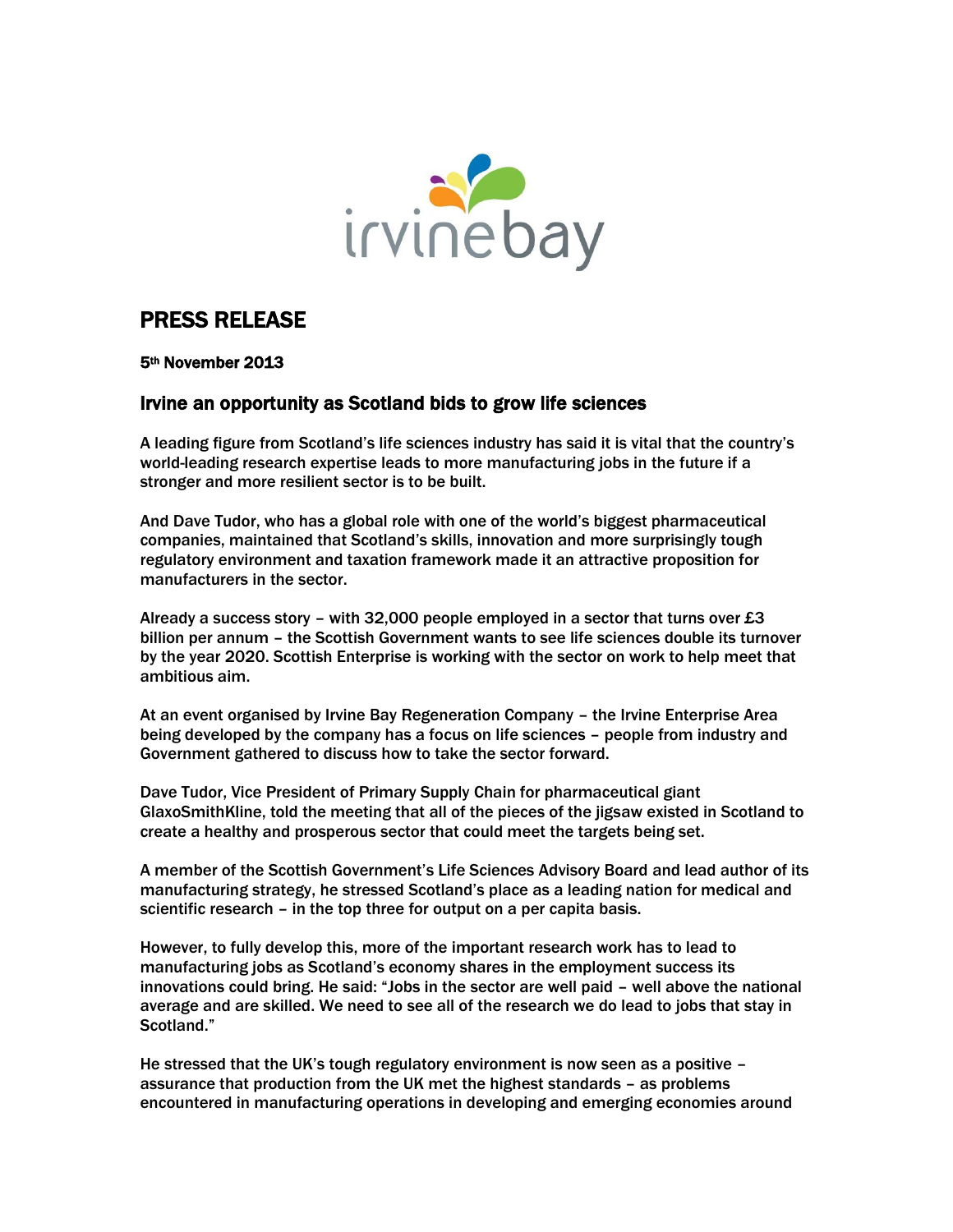irvinebay

# PRESS RELEASE

**5th November 2013**

## Irvine an opportunity as Scotland bids to grow life sciences

**A leading figure from Scotland's life sciences industry has said it is vital that the country's world-leading research expertise leads to more manufacturing jobs in the future if a stronger and more resilient sector is to be built.**

**And Dave Tudor, who has a global role with one of the world's biggest pharmaceutical companies, maintained that Scotland's skills, innovation and more surprisingly tough regulatory environment and taxation framework made it an attractive proposition for manufacturers in the sector.**

Already a success story – with 32,000 people employed in a sector that turns over £3 billion per annum – the Scottish Government wants to see life sciences double its turnover by the year 2020. Scottish Enterprise is working with the sector on work to help meet that ambitious aim.

At an event organised by Irvine Bay Regeneration Company – the Irvine Enterprise Area being developed by the company has a focus on life sciences – people from industry and Government gathered to discuss how to take the sector forward.

Dave Tudor, Vice President of Primary Supply Chain for pharmaceutical giant GlaxoSmithKline, told the meeting that all of the pieces of the jigsaw existed in Scotland to create a healthy and prosperous sector that could meet the targets being set.

A member of the Scottish Government's Life Sciences Advisory Board and lead author of its manufacturing strategy, he stressed Scotland's place as a leading nation for medical and scientific research – in the top three for output on a per capita basis.

However, to fully develop this, more of the important research work has to lead to manufacturing jobs as Scotland's economy shares in the employment success its innovations could bring. He said: "Jobs in the sector are well paid – well above the national average and are skilled. We need to see all of the research we do lead to jobs that stay in Scotland."

He stressed that the UK's tough regulatory environment is now seen as a positive – assurance that production from the UK met the highest standards – as problems encountered in manufacturing operations in developing and emerging economies around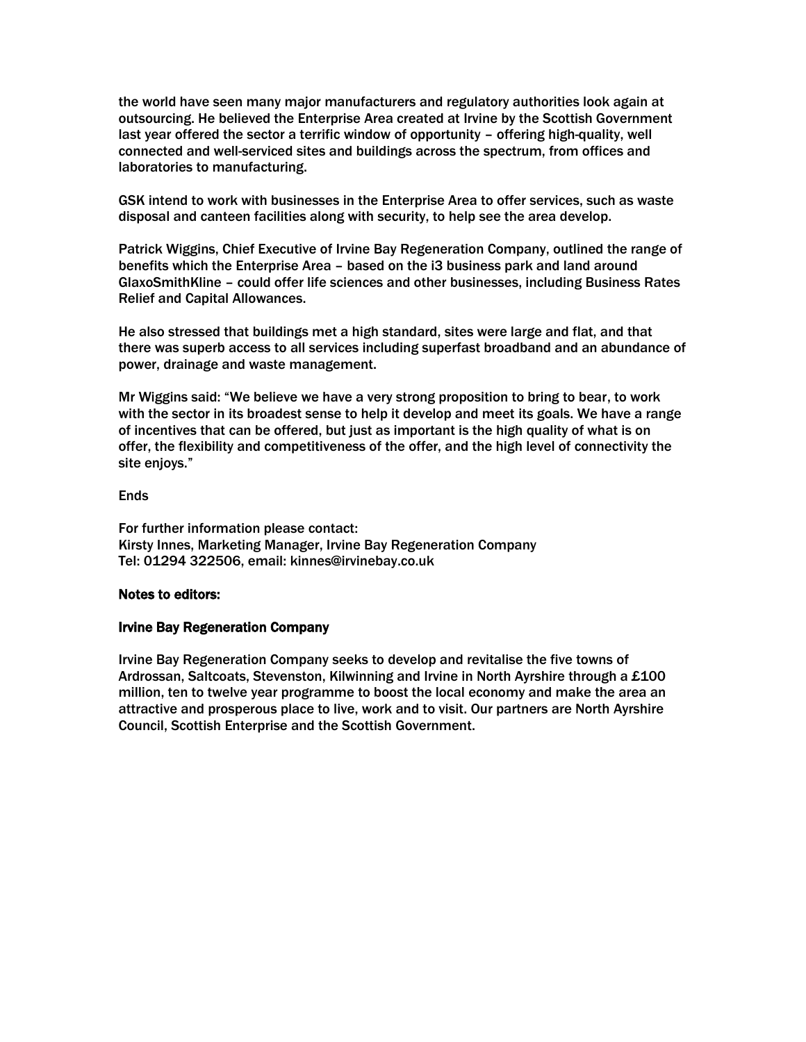the world have seen many major manufacturers and regulatory authorities look again at outsourcing. He believed the Enterprise Area created at Irvine by the Scottish Government last year offered the sector a terrific window of opportunity – offering high-quality, well connected and well-serviced sites and buildings across the spectrum, from offices and laboratories to manufacturing.

GSK intend to work with businesses in the Enterprise Area to offer services, such as waste disposal and canteen facilities along with security, to help see the area develop.

Patrick Wiggins, Chief Executive of Irvine Bay Regeneration Company, outlined the range of benefits which the Enterprise Area – based on the i3 business park and land around GlaxoSmithKline – could offer life sciences and other businesses, including Business Rates Relief and Capital Allowances.

He also stressed that buildings met a high standard, sites were large and flat, and that there was superb access to all services including superfast broadband and an abundance of power, drainage and waste management.

Mr Wiggins said: "We believe we have a very strong proposition to bring to bear, to work with the sector in its broadest sense to help it develop and meet its goals. We have a range of incentives that can be offered, but just as important is the high quality of what is on offer, the flexibility and competitiveness of the offer, and the high level of connectivity the site enjoys."

Ends

For further information please contact:
Kirsty Innes, Marketing Manager, Irvine Bay Regeneration Company
Tel: 01294 322506, email: kinnes@irvinebay.co.uk

**Notes to editors:**

**Irvine Bay Regeneration Company**

Irvine Bay Regeneration Company seeks to develop and revitalise the five towns of Ardrossan, Saltcoats, Stevenston, Kilwinning and Irvine in North Ayrshire through a £100 million, ten to twelve year programme to boost the local economy and make the area an attractive and prosperous place to live, work and to visit. Our partners are North Ayrshire Council, Scottish Enterprise and the Scottish Government.